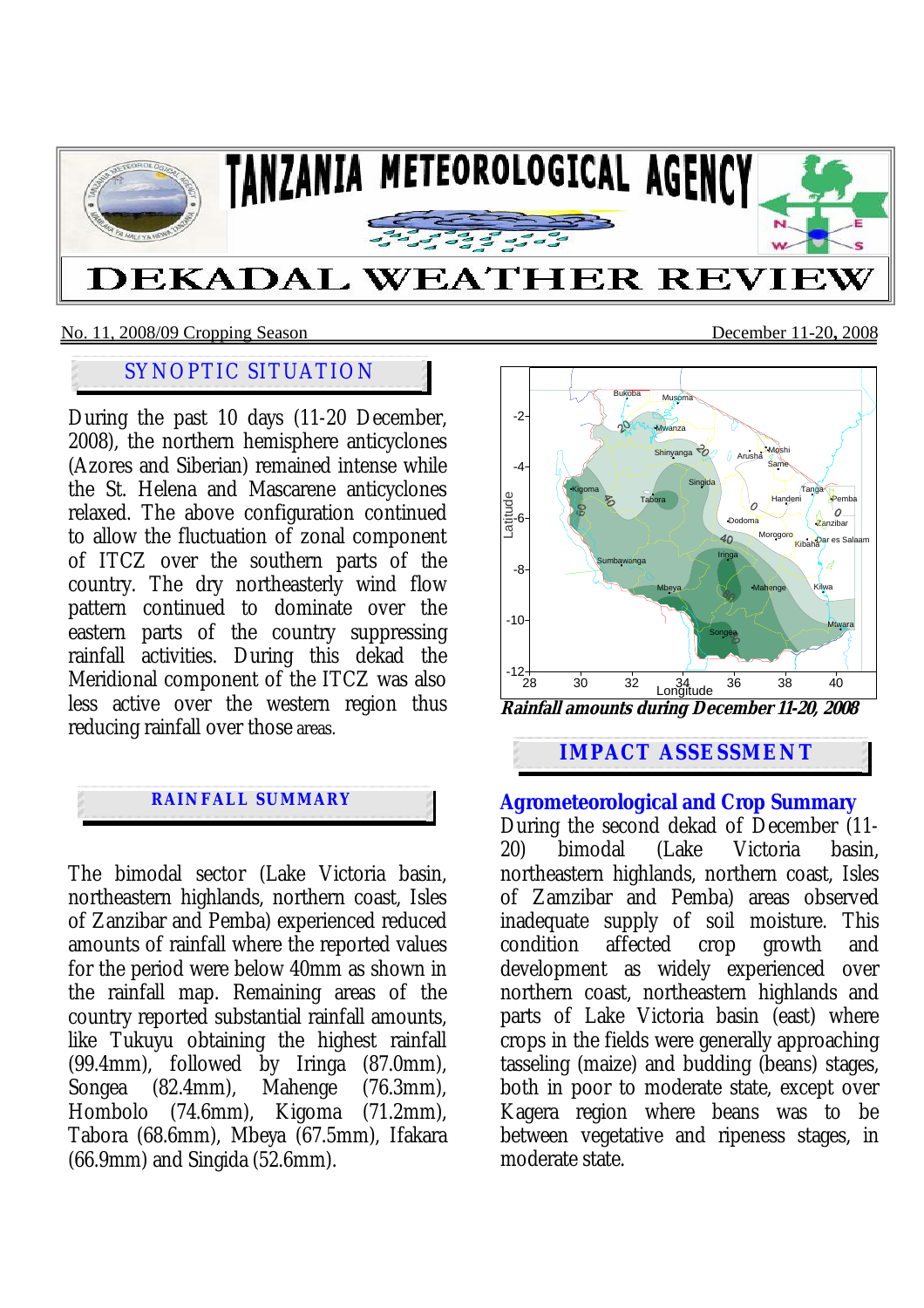# TANZANIA METEOROLOGICAL AGENCY

# DEKADAL WEATHER REVIEW

No. 11, 2008/09 Cropping Season — December 11-20, 2008

## SYNOPTIC SITUATION

During the past 10 days (11-20 December, 2008), the northern hemisphere anticyclones (Azores and Siberian) remained intense while the St. Helena and Mascarene anticyclones relaxed. The above configuration continued to allow the fluctuation of zonal component of ITCZ over the southern parts of the country. The dry northeasterly wind flow pattern continued to dominate over the eastern parts of the country suppressing rainfall activities. During this dekad the Meridional component of the ITCZ was also less active over the western region thus reducing rainfall over those areas.

## RAINFALL SUMMARY

The bimodal sector (Lake Victoria basin, northeastern highlands, northern coast, Isles of Zanzibar and Pemba) experienced reduced amounts of rainfall where the reported values for the period were below 40mm as shown in the rainfall map. Remaining areas of the country reported substantial rainfall amounts, like Tukuyu obtaining the highest rainfall (99.4mm), followed by Iringa (87.0mm), Songea (82.4mm), Mahenge (76.3mm), Hombolo (74.6mm), Kigoma (71.2mm), Tabora (68.6mm), Mbeya (67.5mm), Ifakara (66.9mm) and Singida (52.6mm).

***Rainfall amounts during December 11-20, 2008***

## IMPACT ASSESSMENT

### Agrometeorological and Crop Summary

During the second dekad of December (11-20) bimodal (Lake Victoria basin, northeastern highlands, northern coast, Isles of Zamzibar and Pemba) areas observed inadequate supply of soil moisture. This condition affected crop growth and development as widely experienced over northern coast, northeastern highlands and parts of Lake Victoria basin (east) where crops in the fields were generally approaching tasseling (maize) and budding (beans) stages, both in poor to moderate state, except over Kagera region where beans was to be between vegetative and ripeness stages, in moderate state.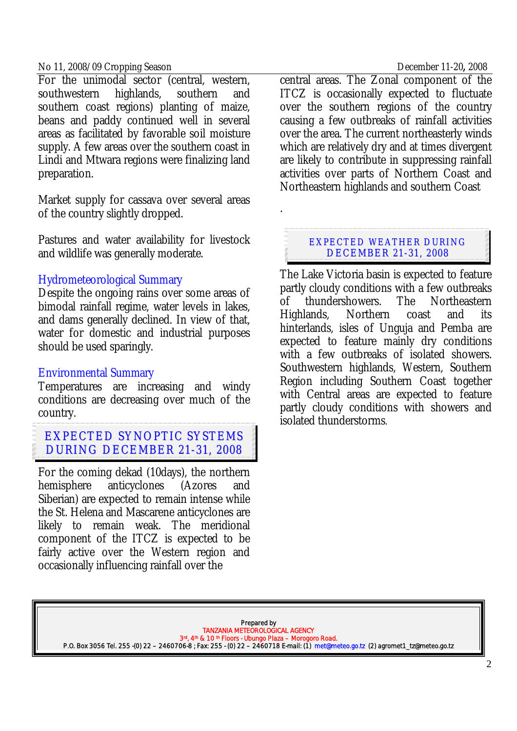For the unimodal sector (central, western, southwestern highlands, southern and southern coast regions) planting of maize, beans and paddy continued well in several areas as facilitated by favorable soil moisture supply. A few areas over the southern coast in Lindi and Mtwara regions were finalizing land preparation.

Market supply for cassava over several areas of the country slightly dropped.

Pastures and water availability for livestock and wildlife was generally moderate.

## Hydrometeorological Summary

Despite the ongoing rains over some areas of bimodal rainfall regime, water levels in lakes, and dams generally declined. In view of that, water for domestic and industrial purposes should be used sparingly.

## Environmental Summary

Temperatures are increasing and windy conditions are decreasing over much of the country.

## EXPECTED SYNOPTIC SYSTEMS DURING DECEMBER 21-31, 2008

For the coming dekad (10days), the northern hemisphere anticyclones (Azores and Siberian) are expected to remain intense while the St. Helena and Mascarene anticyclones are likely to remain weak. The meridional component of the ITCZ is expected to be fairly active over the Western region and occasionally influencing rainfall over the central areas. The Zonal component of the ITCZ is occasionally expected to fluctuate over the southern regions of the country causing a few outbreaks of rainfall activities over the area. The current northeasterly winds which are relatively dry and at times divergent are likely to contribute in suppressing rainfall activities over parts of Northern Coast and Northeastern highlands and southern Coast

.

## EXPECTED WEATHER DURING DECEMBER 21-31, 2008

The Lake Victoria basin is expected to feature partly cloudy conditions with a few outbreaks of thundershowers. The Northeastern Highlands, Northern coast and its hinterlands, isles of Unguja and Pemba are expected to feature mainly dry conditions with a few outbreaks of isolated showers. Southwestern highlands, Western, Southern Region including Southern Coast together with Central areas are expected to feature partly cloudy conditions with showers and isolated thunderstorms.

Prepared by
TANZANIA METEOROLOGICAL AGENCY
3rd, 4th & 10th Floors - Ubungo Plaza – Morogoro Road.
P.O. Box 3056 Tel. 255 -(0) 22 – 2460706-8 ; Fax: 255 - (0) 22 – 2460718 E-mail: (1) met@meteo.go.tz (2) agromet1_tz@meteo.go.tz